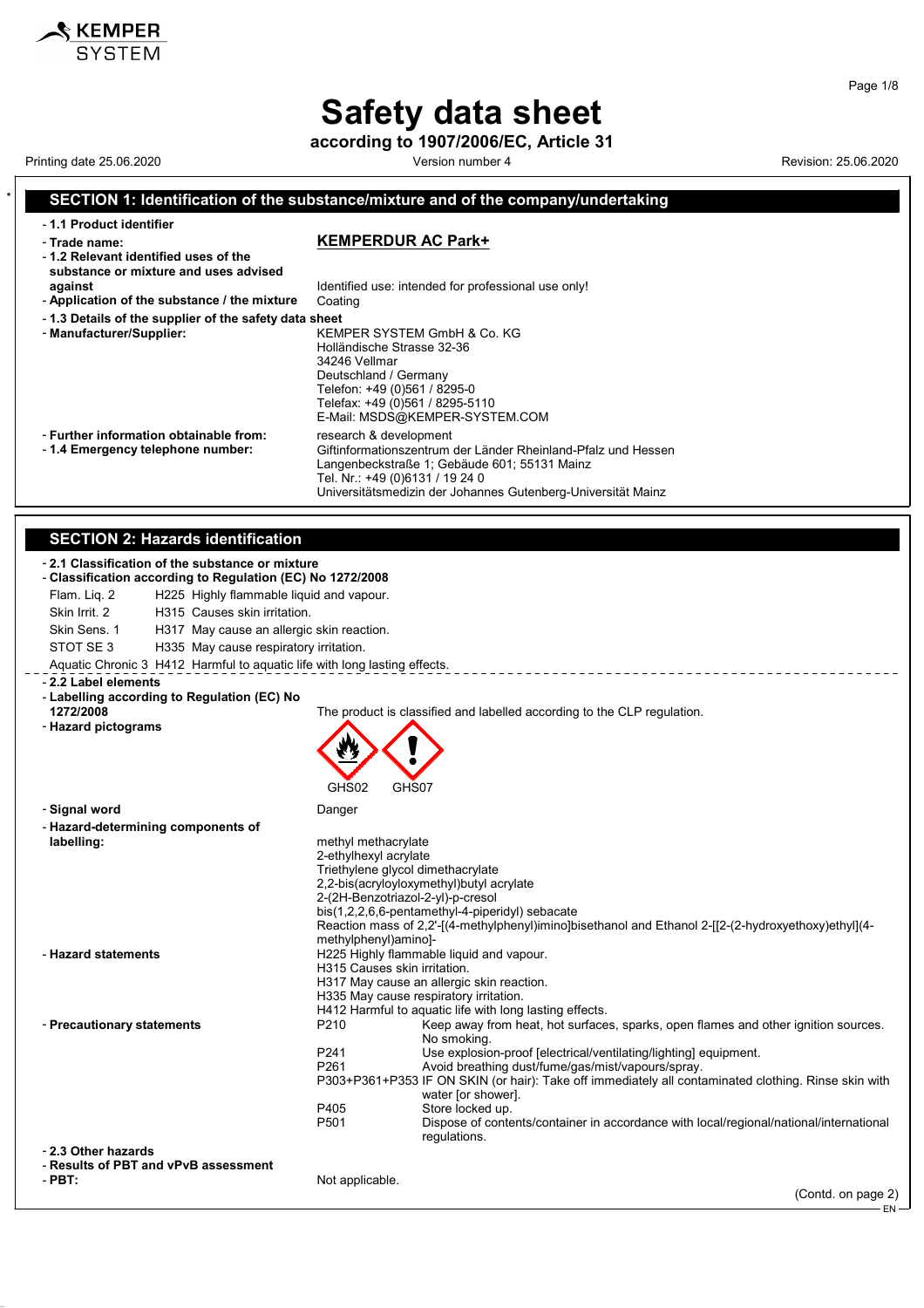KEMPER SYSTEM

# Safety data sheet

**according to 1907/2006/EC, Article 31**

Printing date 25.06.2020 Version number 4 Revision: 25.06.2020

## SECTION 1: Identification of the substance/mixture and of the company/undertaking

- **1.1 Product identifier**
- **Trade name:** **KEMPERDUR AC Park+**
- **1.2 Relevant identified uses of the substance or mixture and uses advised against** Identified use: intended for professional use only!
- **Application of the substance / the mixture** Coating
- **1.3 Details of the supplier of the safety data sheet**
- **Manufacturer/Supplier:**
  KEMPER SYSTEM GmbH & Co. KG
  Holländische Strasse 32-36
  34246 Vellmar
  Deutschland / Germany
  Telefon: +49 (0)561 / 8295-0
  Telefax: +49 (0)561 / 8295-5110
  E-Mail: MSDS@KEMPER-SYSTEM.COM
- **Further information obtainable from:** research & development
- **1.4 Emergency telephone number:**
  Giftinformationszentrum der Länder Rheinland-Pfalz und Hessen
  Langenbeckstraße 1; Gebäude 601; 55131 Mainz
  Tel. Nr.: +49 (0)6131 / 19 24 0
  Universitätsmedizin der Johannes Gutenberg-Universität Mainz

## SECTION 2: Hazards identification

- **2.1 Classification of the substance or mixture**
- **Classification according to Regulation (EC) No 1272/2008**

Flam. Liq. 2 H225 Highly flammable liquid and vapour.

Skin Irrit. 2 H315 Causes skin irritation.

Skin Sens. 1 H317 May cause an allergic skin reaction.

STOT SE 3 H335 May cause respiratory irritation.

Aquatic Chronic 3 H412 Harmful to aquatic life with long lasting effects.

- **2.2 Label elements**
- **Labelling according to Regulation (EC) No 1272/2008** The product is classified and labelled according to the CLP regulation.
- **Hazard pictograms**

GHS02 GHS07

- **Signal word** Danger
- **Hazard-determining components of labelling:**
  methyl methacrylate
  2-ethylhexyl acrylate
  Triethylene glycol dimethacrylate
  2,2-bis(acryloyloxymethyl)butyl acrylate
  2-(2H-Benzotriazol-2-yl)-p-cresol
  bis(1,2,2,6,6-pentamethyl-4-piperidyl) sebacate
  Reaction mass of 2,2'-[(4-methylphenyl)imino]bisethanol and Ethanol 2-[[2-(2-hydroxyethoxy)ethyl](4-methylphenyl)amino]-
- **Hazard statements**
  H225 Highly flammable liquid and vapour.
  H315 Causes skin irritation.
  H317 May cause an allergic skin reaction.
  H335 May cause respiratory irritation.
  H412 Harmful to aquatic life with long lasting effects.
- **Precautionary statements**
  P210 Keep away from heat, hot surfaces, sparks, open flames and other ignition sources. No smoking.
  P241 Use explosion-proof [electrical/ventilating/lighting] equipment.
  P261 Avoid breathing dust/fume/gas/mist/vapours/spray.
  P303+P361+P353 IF ON SKIN (or hair): Take off immediately all contaminated clothing. Rinse skin with water [or shower].
  P405 Store locked up.
  P501 Dispose of contents/container in accordance with local/regional/national/international regulations.
- **2.3 Other hazards**
- **Results of PBT and vPvB assessment**
- **PBT:** Not applicable.

(Contd. on page 2)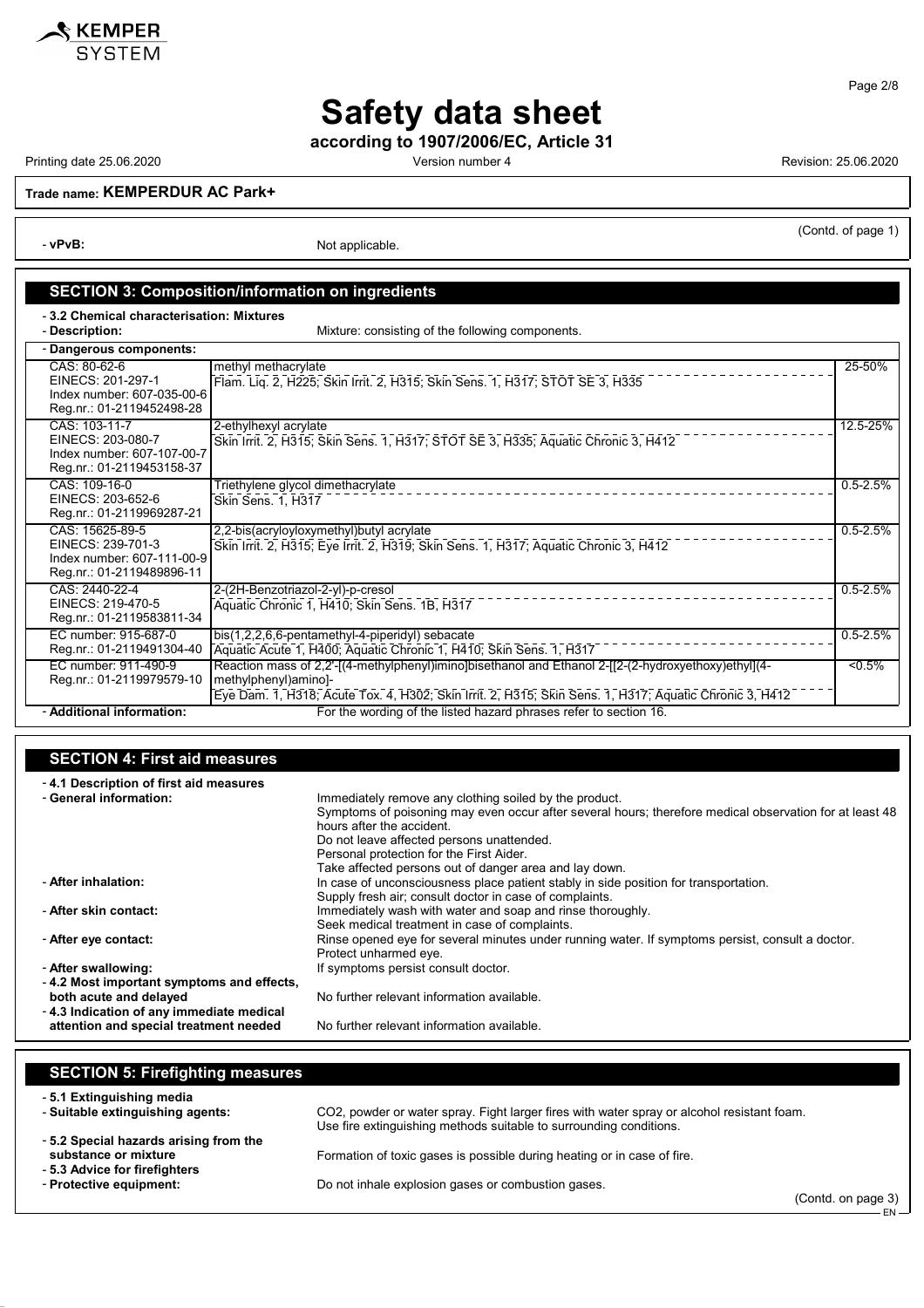(Contd. of page 1)

- **vPvB:** Not applicable.

## SECTION 3: Composition/information on ingredients

- **3.2 Chemical characterisation: Mixtures**
- **Description:** Mixture: consisting of the following components.

- **Dangerous components:**

| Identifiers | Component / Classification | Concentration |
|---|---|---|
| CAS: 80-62-6<br>EINECS: 201-297-1<br>Index number: 607-035-00-6<br>Reg.nr.: 01-2119452498-28 | methyl methacrylate<br>Flam. Liq. 2, H225; Skin Irrit. 2, H315; Skin Sens. 1, H317; STOT SE 3, H335 | 25-50% |
| CAS: 103-11-7<br>EINECS: 203-080-7<br>Index number: 607-107-00-7<br>Reg.nr.: 01-2119453158-37 | 2-ethylhexyl acrylate<br>Skin Irrit. 2, H315; Skin Sens. 1, H317; STOT SE 3, H335; Aquatic Chronic 3, H412 | 12.5-25% |
| CAS: 109-16-0<br>EINECS: 203-652-6<br>Reg.nr.: 01-2119969287-21 | Triethylene glycol dimethacrylate<br>Skin Sens. 1, H317 | 0.5-2.5% |
| CAS: 15625-89-5<br>EINECS: 239-701-3<br>Index number: 607-111-00-9<br>Reg.nr.: 01-2119489896-11 | 2,2-bis(acryloyloxymethyl)butyl acrylate<br>Skin Irrit. 2, H315; Eye Irrit. 2, H319; Skin Sens. 1, H317; Aquatic Chronic 3, H412 | 0.5-2.5% |
| CAS: 2440-22-4<br>EINECS: 219-470-5<br>Reg.nr.: 01-2119583811-34 | 2-(2H-Benzotriazol-2-yl)-p-cresol<br>Aquatic Chronic 1, H410; Skin Sens. 1B, H317 | 0.5-2.5% |
| EC number: 915-687-0<br>Reg.nr.: 01-2119491304-40 | bis(1,2,2,6,6-pentamethyl-4-piperidyl) sebacate<br>Aquatic Acute 1, H400; Aquatic Chronic 1, H410; Skin Sens. 1, H317 | 0.5-2.5% |
| EC number: 911-490-9<br>Reg.nr.: 01-2119979579-10 | Reaction mass of 2,2'-[(4-methylphenyl)imino]bisethanol and Ethanol 2-[[2-(2-hydroxyethoxy)ethyl](4-methylphenyl)amino]-<br>Eye Dam. 1, H318; Acute Tox. 4, H302; Skin Irrit. 2, H315; Skin Sens. 1, H317; Aquatic Chronic 3, H412 | <0.5% |

- **Additional information:** For the wording of the listed hazard phrases refer to section 16.

## SECTION 4: First aid measures

- **4.1 Description of first aid measures**
- **General information:** Immediately remove any clothing soiled by the product.
  Symptoms of poisoning may even occur after several hours; therefore medical observation for at least 48 hours after the accident.
  Do not leave affected persons unattended.
  Personal protection for the First Aider.
  Take affected persons out of danger area and lay down.
- **After inhalation:** In case of unconsciousness place patient stably in side position for transportation.
  Supply fresh air; consult doctor in case of complaints.
- **After skin contact:** Immediately wash with water and soap and rinse thoroughly.
  Seek medical treatment in case of complaints.
- **After eye contact:** Rinse opened eye for several minutes under running water. If symptoms persist, consult a doctor.
  Protect unharmed eye.
- **After swallowing:** If symptoms persist consult doctor.
- **4.2 Most important symptoms and effects, both acute and delayed** No further relevant information available.
- **4.3 Indication of any immediate medical attention and special treatment needed** No further relevant information available.

## SECTION 5: Firefighting measures

- **5.1 Extinguishing media**
- **Suitable extinguishing agents:** $CO_2$, powder or water spray. Fight larger fires with water spray or alcohol resistant foam.
  Use fire extinguishing methods suitable to surrounding conditions.
- **5.2 Special hazards arising from the substance or mixture** Formation of toxic gases is possible during heating or in case of fire.
- **5.3 Advice for firefighters**
- **Protective equipment:** Do not inhale explosion gases or combustion gases.

(Contd. on page 3)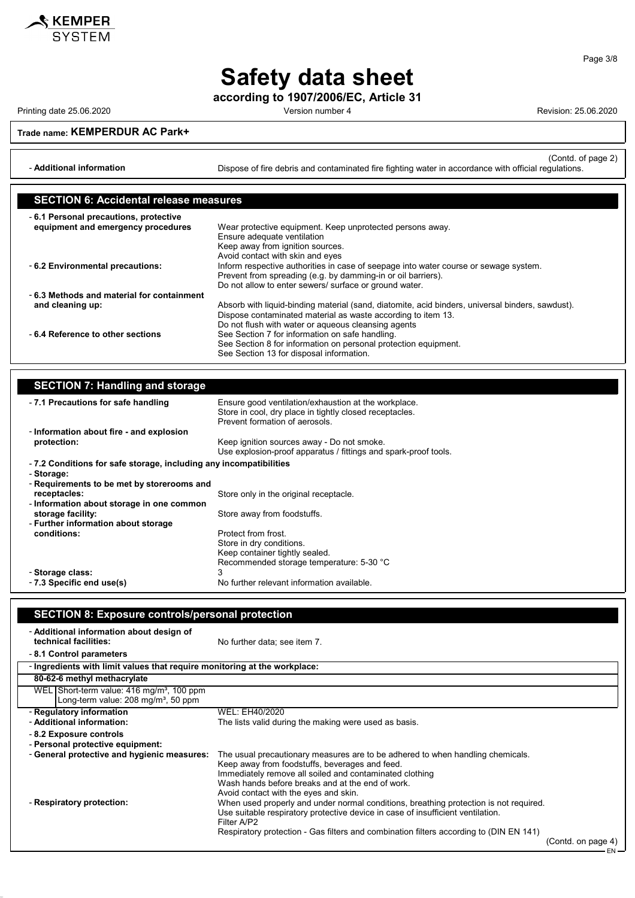# Safety data sheet

**according to 1907/2006/EC, Article 31**

Printing date 25.06.2020 | Version number 4 | Revision: 25.06.2020

**Trade name: KEMPERDUR AC Park+**

(Contd. of page 2)

- **Additional information** Dispose of fire debris and contaminated fire fighting water in accordance with official regulations.

## SECTION 6: Accidental release measures

- **6.1 Personal precautions, protective equipment and emergency procedures**
  Wear protective equipment. Keep unprotected persons away.
  Ensure adequate ventilation
  Keep away from ignition sources.
  Avoid contact with skin and eyes
- **6.2 Environmental precautions:**
  Inform respective authorities in case of seepage into water course or sewage system.
  Prevent from spreading (e.g. by damming-in or oil barriers).
  Do not allow to enter sewers/ surface or ground water.
- **6.3 Methods and material for containment and cleaning up:**
  Absorb with liquid-binding material (sand, diatomite, acid binders, universal binders, sawdust).
  Dispose contaminated material as waste according to item 13.
  Do not flush with water or aqueous cleansing agents
- **6.4 Reference to other sections**
  See Section 7 for information on safe handling.
  See Section 8 for information on personal protection equipment.
  See Section 13 for disposal information.

## SECTION 7: Handling and storage

- **7.1 Precautions for safe handling**
  Ensure good ventilation/exhaustion at the workplace.
  Store in cool, dry place in tightly closed receptacles.
  Prevent formation of aerosols.
- **Information about fire - and explosion protection:**
  Keep ignition sources away - Do not smoke.
  Use explosion-proof apparatus / fittings and spark-proof tools.
- **7.2 Conditions for safe storage, including any incompatibilities**
- **Storage:**
- **Requirements to be met by storerooms and receptacles:** Store only in the original receptacle.
- **Information about storage in one common storage facility:** Store away from foodstuffs.
- **Further information about storage conditions:**
  Protect from frost.
  Store in dry conditions.
  Keep container tightly sealed.
  Recommended storage temperature: 5-30 °C
- **Storage class:** 3
- **7.3 Specific end use(s)** No further relevant information available.

## SECTION 8: Exposure controls/personal protection

- **Additional information about design of technical facilities:** No further data; see item 7.
- **8.1 Control parameters**

| - Ingredients with limit values that require monitoring at the workplace: | |
|---|---|
| **80-62-6 methyl methacrylate** | |
| WEL | Short-term value: 416 mg/m³, 100 ppm<br>Long-term value: 208 mg/m³, 50 ppm |

- **Regulatory information** WEL: EH40/2020
- **Additional information:** The lists valid during the making were used as basis.
- **8.2 Exposure controls**
- **Personal protective equipment:**
- **General protective and hygienic measures:**
  The usual precautionary measures are to be adhered to when handling chemicals.
  Keep away from foodstuffs, beverages and feed.
  Immediately remove all soiled and contaminated clothing
  Wash hands before breaks and at the end of work.
  Avoid contact with the eyes and skin.
- **Respiratory protection:**
  When used properly and under normal conditions, breathing protection is not required.
  Use suitable respiratory protective device in case of insufficient ventilation.
  Filter A/P2
  Respiratory protection - Gas filters and combination filters according to (DIN EN 141)

(Contd. on page 4)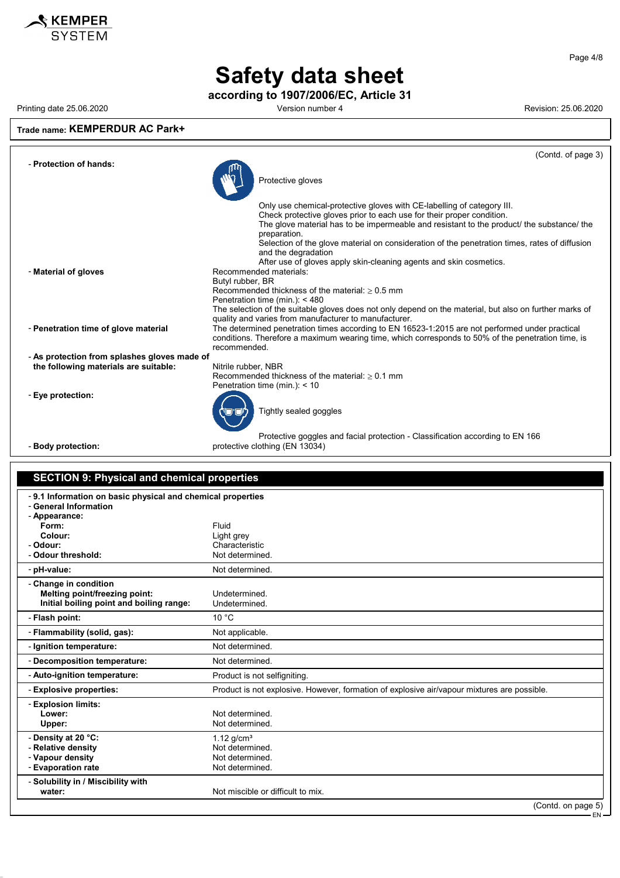**Trade name: KEMPERDUR AC Park+**

(Contd. of page 3)

- **Protection of hands:**

  Protective gloves

  Only use chemical-protective gloves with CE-labelling of category III.
  Check protective gloves prior to each use for their proper condition.
  The glove material has to be impermeable and resistant to the product/ the substance/ the preparation.
  Selection of the glove material on consideration of the penetration times, rates of diffusion and the degradation
  After use of gloves apply skin-cleaning agents and skin cosmetics.

- **Material of gloves**

  Recommended materials:
  Butyl rubber, BR
  Recommended thickness of the material: ≥ 0.5 mm
  Penetration time (min.): < 480
  The selection of the suitable gloves does not only depend on the material, but also on further marks of quality and varies from manufacturer to manufacturer.

- **Penetration time of glove material**

  The determined penetration times according to EN 16523-1:2015 are not performed under practical conditions. Therefore a maximum wearing time, which corresponds to 50% of the penetration time, is recommended.

- **As protection from splashes gloves made of the following materials are suitable:**

  Nitrile rubber, NBR
  Recommended thickness of the material: ≥ 0.1 mm
  Penetration time (min.): < 10

- **Eye protection:**

  Tightly sealed goggles

  Protective goggles and facial protection - Classification according to EN 166

- **Body protection:** protective clothing (EN 13034)

## SECTION 9: Physical and chemical properties

| | |
|---|---|
| - **9.1 Information on basic physical and chemical properties** | |
| - **General Information** | |
| - **Appearance:** | |
| **Form:** | Fluid |
| **Colour:** | Light grey |
| - **Odour:** | Characteristic |
| - **Odour threshold:** | Not determined. |
| - **pH-value:** | Not determined. |
| - **Change in condition** | |
| **Melting point/freezing point:** | Undetermined. |
| **Initial boiling point and boiling range:** | Undetermined. |
| - **Flash point:** | 10 °C |
| - **Flammability (solid, gas):** | Not applicable. |
| - **Ignition temperature:** | Not determined. |
| - **Decomposition temperature:** | Not determined. |
| - **Auto-ignition temperature:** | Product is not selfigniting. |
| - **Explosive properties:** | Product is not explosive. However, formation of explosive air/vapour mixtures are possible. |
| - **Explosion limits:** | |
| **Lower:** | Not determined. |
| **Upper:** | Not determined. |
| - **Density at 20 °C:** | 1.12 g/cm³ |
| - **Relative density** | Not determined. |
| - **Vapour density** | Not determined. |
| - **Evaporation rate** | Not determined. |
| - **Solubility in / Miscibility with** | |
| **water:** | Not miscible or difficult to mix. |

(Contd. on page 5)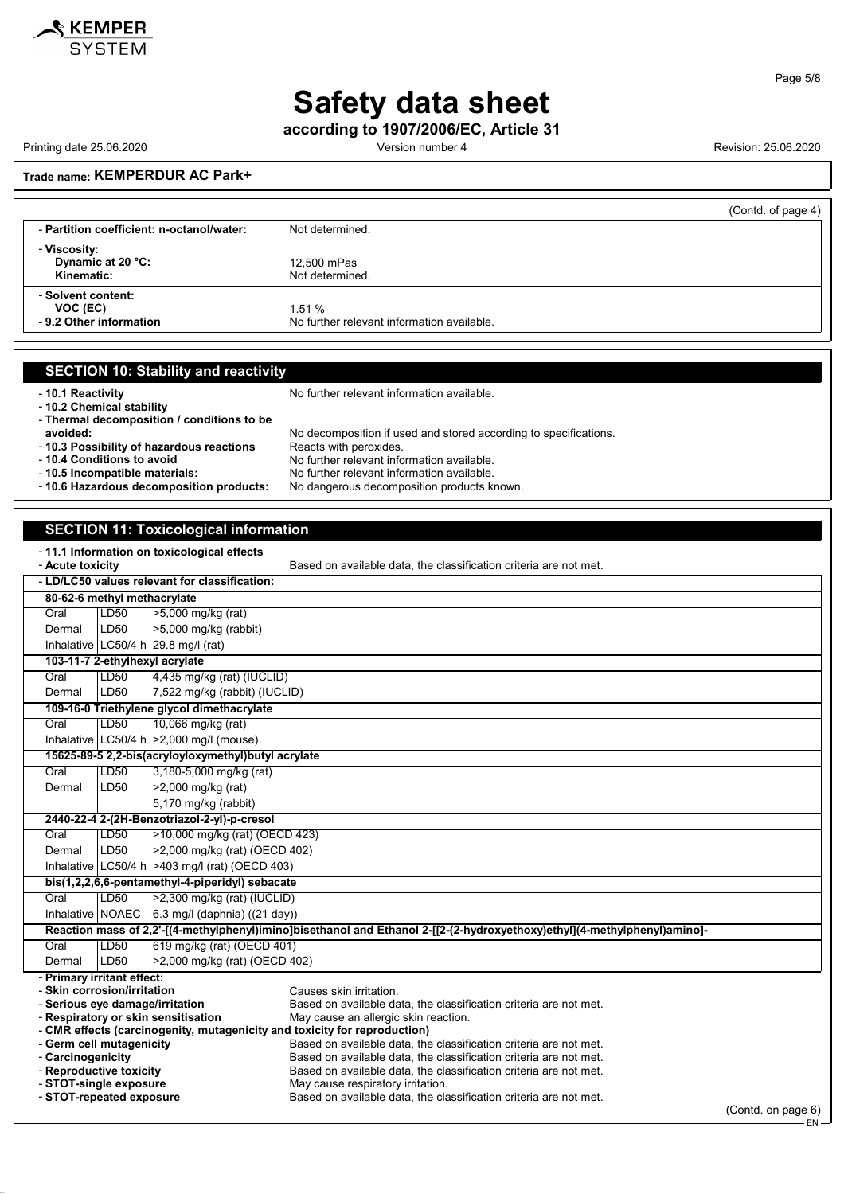**Safety data sheet**

**according to 1907/2006/EC, Article 31**

Printing date 25.06.2020 Version number 4 Revision: 25.06.2020

**Trade name: KEMPERDUR AC Park+**

(Contd. of page 4)

| | |
|---|---|
| - **Partition coefficient: n-octanol/water:** | Not determined. |
| - **Viscosity:** | |
| **Dynamic at 20 °C:** | 12,500 mPas |
| **Kinematic:** | Not determined. |
| - **Solvent content:** | |
| **VOC (EC)** | 1.51 % |
| - **9.2 Other information** | No further relevant information available. |

## SECTION 10: Stability and reactivity

- **10.1 Reactivity** No further relevant information available.
- **10.2 Chemical stability**
- **Thermal decomposition / conditions to be avoided:** No decomposition if used and stored according to specifications.
- **10.3 Possibility of hazardous reactions** Reacts with peroxides.
- **10.4 Conditions to avoid** No further relevant information available.
- **10.5 Incompatible materials:** No further relevant information available.
- **10.6 Hazardous decomposition products:** No dangerous decomposition products known.

## SECTION 11: Toxicological information

- **11.1 Information on toxicological effects**
- **Acute toxicity** Based on available data, the classification criteria are not met.
- **LD/LC50 values relevant for classification:**

| | | |
|---|---|---|
| **80-62-6 methyl methacrylate** | | |
| Oral | LD50 | >5,000 mg/kg (rat) |
| Dermal | LD50 | >5,000 mg/kg (rabbit) |
| Inhalative | LC50/4 h | 29.8 mg/l (rat) |
| **103-11-7 2-ethylhexyl acrylate** | | |
| Oral | LD50 | 4,435 mg/kg (rat) (IUCLID) |
| Dermal | LD50 | 7,522 mg/kg (rabbit) (IUCLID) |
| **109-16-0 Triethylene glycol dimethacrylate** | | |
| Oral | LD50 | 10,066 mg/kg (rat) |
| Inhalative | LC50/4 h | >2,000 mg/l (mouse) |
| **15625-89-5 2,2-bis(acryloyloxymethyl)butyl acrylate** | | |
| Oral | LD50 | 3,180-5,000 mg/kg (rat) |
| Dermal | LD50 | >2,000 mg/kg (rat) |
| | | 5,170 mg/kg (rabbit) |
| **2440-22-4 2-(2H-Benzotriazol-2-yl)-p-cresol** | | |
| Oral | LD50 | >10,000 mg/kg (rat) (OECD 423) |
| Dermal | LD50 | >2,000 mg/kg (rat) (OECD 402) |
| Inhalative | LC50/4 h | >403 mg/l (rat) (OECD 403) |
| **bis(1,2,2,6,6-pentamethyl-4-piperidyl) sebacate** | | |
| Oral | LD50 | >2,300 mg/kg (rat) (IUCLID) |
| Inhalative | NOAEC | 6.3 mg/l (daphnia) ((21 day)) |
| **Reaction mass of 2,2'-[(4-methylphenyl)imino]bisethanol and Ethanol 2-[[2-(2-hydroxyethoxy)ethyl](4-methylphenyl)amino]-** | | |
| Oral | LD50 | 619 mg/kg (rat) (OECD 401) |
| Dermal | LD50 | >2,000 mg/kg (rat) (OECD 402) |

- **Primary irritant effect:**
- **Skin corrosion/irritation** Causes skin irritation.
- **Serious eye damage/irritation** Based on available data, the classification criteria are not met.
- **Respiratory or skin sensitisation** May cause an allergic skin reaction.
- **CMR effects (carcinogenity, mutagenicity and toxicity for reproduction)**
- **Germ cell mutagenicity** Based on available data, the classification criteria are not met.
- **Carcinogenicity** Based on available data, the classification criteria are not met.
- **Reproductive toxicity** Based on available data, the classification criteria are not met.
- **STOT-single exposure** May cause respiratory irritation.
- **STOT-repeated exposure** Based on available data, the classification criteria are not met.

(Contd. on page 6)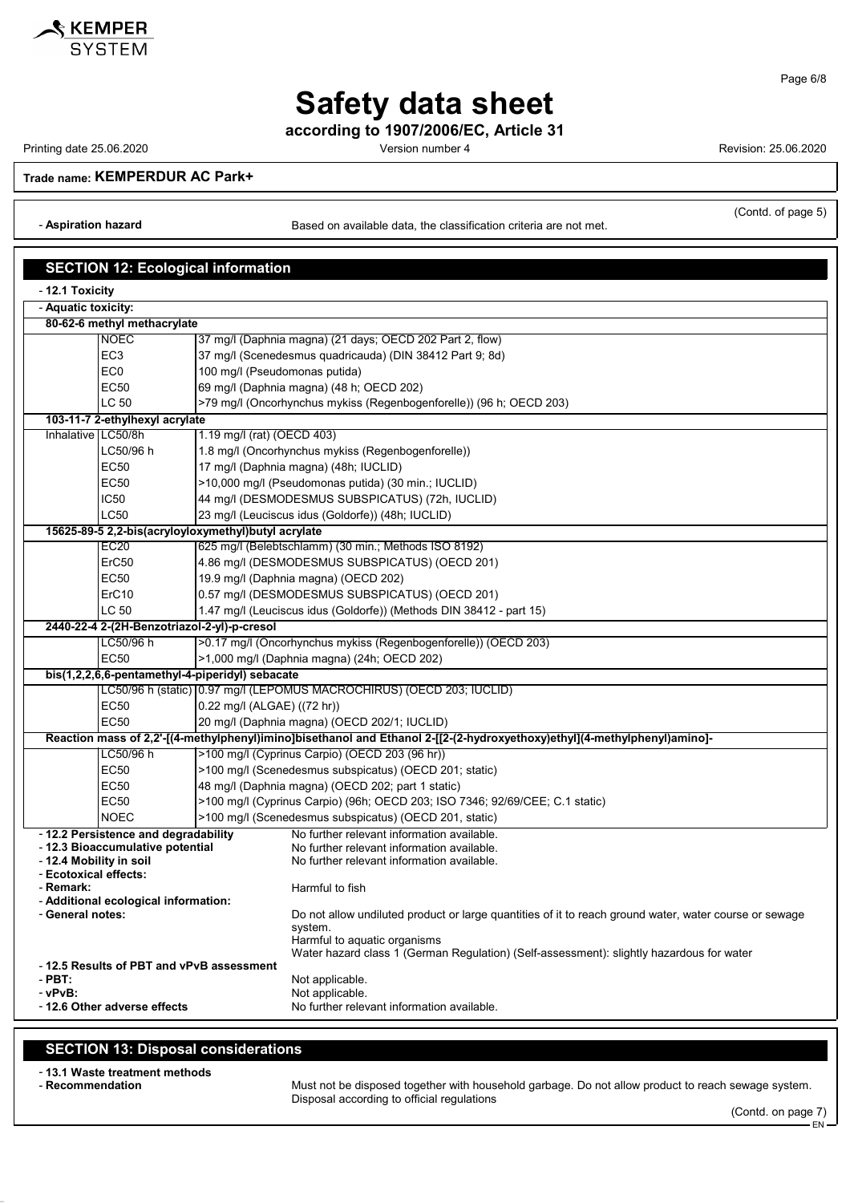# Safety data sheet

**according to 1907/2006/EC, Article 31**

Printing date 25.06.2020 | Version number 4 | Revision: 25.06.2020

**Trade name: KEMPERDUR AC Park+**

(Contd. of page 5)

- **Aspiration hazard** Based on available data, the classification criteria are not met.

## SECTION 12: Ecological information

- **12.1 Toxicity**
- **Aquatic toxicity:**

| | | |
|---|---|---|
| **80-62-6 methyl methacrylate** | | |
| | NOEC | 37 mg/l (Daphnia magna) (21 days; OECD 202 Part 2, flow) |
| | EC3 | 37 mg/l (Scenedesmus quadricauda) (DIN 38412 Part 9; 8d) |
| | EC0 | 100 mg/l (Pseudomonas putida) |
| | EC50 | 69 mg/l (Daphnia magna) (48 h; OECD 202) |
| | LC 50 | >79 mg/l (Oncorhynchus mykiss (Regenbogenforelle)) (96 h; OECD 203) |
| **103-11-7 2-ethylhexyl acrylate** | | |
| Inhalative | LC50/8h | 1.19 mg/l (rat) (OECD 403) |
| | LC50/96 h | 1.8 mg/l (Oncorhynchus mykiss (Regenbogenforelle)) |
| | EC50 | 17 mg/l (Daphnia magna) (48h; IUCLID) |
| | EC50 | >10,000 mg/l (Pseudomonas putida) (30 min.; IUCLID) |
| | IC50 | 44 mg/l (DESMODESMUS SUBSPICATUS) (72h, IUCLID) |
| | LC50 | 23 mg/l (Leuciscus idus (Goldorfe)) (48h; IUCLID) |
| **15625-89-5 2,2-bis(acryloyloxymethyl)butyl acrylate** | | |
| | EC20 | 625 mg/l (Belebtschlamm) (30 min.; Methods ISO 8192) |
| | ErC50 | 4.86 mg/l (DESMODESMUS SUBSPICATUS) (OECD 201) |
| | EC50 | 19.9 mg/l (Daphnia magna) (OECD 202) |
| | ErC10 | 0.57 mg/l (DESMODESMUS SUBSPICATUS) (OECD 201) |
| | LC 50 | 1.47 mg/l (Leuciscus idus (Goldorfe)) (Methods DIN 38412 - part 15) |
| **2440-22-4 2-(2H-Benzotriazol-2-yl)-p-cresol** | | |
| | LC50/96 h | >0.17 mg/l (Oncorhynchus mykiss (Regenbogenforelle)) (OECD 203) |
| | EC50 | >1,000 mg/l (Daphnia magna) (24h; OECD 202) |
| **bis(1,2,2,6,6-pentamethyl-4-piperidyl) sebacate** | | |
| | LC50/96 h (static) | 0.97 mg/l (LEPOMUS MACROCHIRUS) (OECD 203; IUCLID) |
| | EC50 | 0.22 mg/l (ALGAE) ((72 hr)) |
| | EC50 | 20 mg/l (Daphnia magna) (OECD 202/1; IUCLID) |
| **Reaction mass of 2,2'-[(4-methylphenyl)imino]bisethanol and Ethanol 2-[[2-(2-hydroxyethoxy)ethyl](4-methylphenyl)amino]-** | | |
| | LC50/96 h | >100 mg/l (Cyprinus Carpio) (OECD 203 (96 hr)) |
| | EC50 | >100 mg/l (Scenedesmus subspicatus) (OECD 201; static) |
| | EC50 | 48 mg/l (Daphnia magna) (OECD 202; part 1 static) |
| | EC50 | >100 mg/l (Cyprinus Carpio) (96h; OECD 203; ISO 7346; 92/69/CEE; C.1 static) |
| | NOEC | >100 mg/l (Scenedesmus subspicatus) (OECD 201, static) |

- **12.2 Persistence and degradability** No further relevant information available.
- **12.3 Bioaccumulative potential** No further relevant information available.
- **12.4 Mobility in soil** No further relevant information available.
- **Ecotoxical effects:**
- **Remark:** Harmful to fish
- **Additional ecological information:**
- **General notes:** Do not allow undiluted product or large quantities of it to reach ground water, water course or sewage system.
  Harmful to aquatic organisms
  Water hazard class 1 (German Regulation) (Self-assessment): slightly hazardous for water
- **12.5 Results of PBT and vPvB assessment**
- **PBT:** Not applicable.
- **vPvB:** Not applicable.
- **12.6 Other adverse effects** No further relevant information available.

## SECTION 13: Disposal considerations

- **13.1 Waste treatment methods**
- **Recommendation** Must not be disposed together with household garbage. Do not allow product to reach sewage system.
  Disposal according to official regulations

(Contd. on page 7)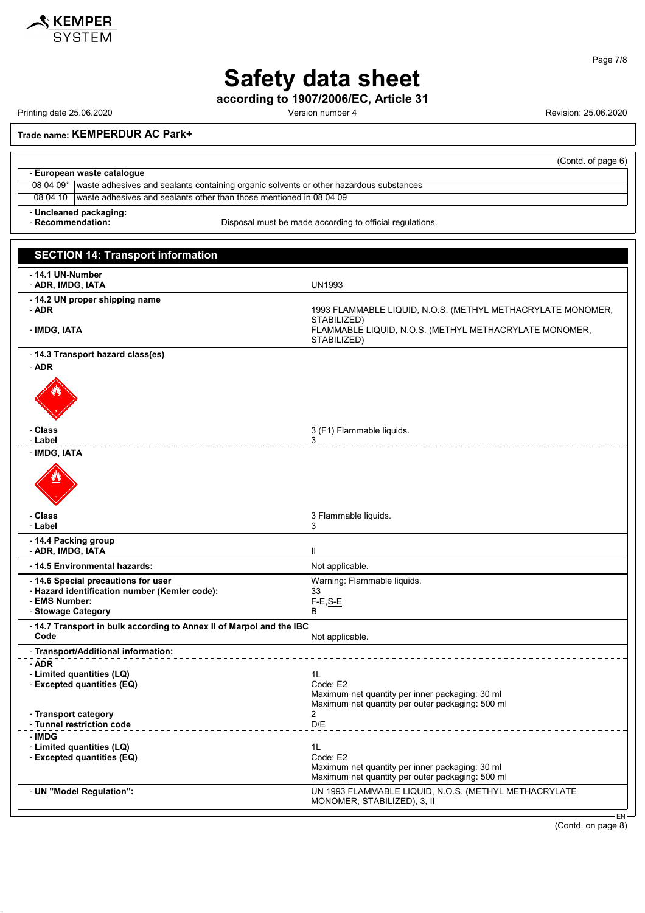**Safety data sheet**

**according to 1907/2006/EC, Article 31**

Printing date 25.06.2020 Version number 4 Revision: 25.06.2020

**Trade name: KEMPERDUR AC Park+**

(Contd. of page 6)

- **European waste catalogue**

| | |
|---|---|
| 08 04 09* | waste adhesives and sealants containing organic solvents or other hazardous substances |
| 08 04 10 | waste adhesives and sealants other than those mentioned in 08 04 09 |

- **Uncleaned packaging:**
- **Recommendation:** Disposal must be made according to official regulations.

## SECTION 14: Transport information

- **14.1 UN-Number**
- **ADR, IMDG, IATA** UN1993

- **14.2 UN proper shipping name**
- **ADR** 1993 FLAMMABLE LIQUID, N.O.S. (METHYL METHACRYLATE MONOMER, STABILIZED)
- **IMDG, IATA** FLAMMABLE LIQUID, N.O.S. (METHYL METHACRYLATE MONOMER, STABILIZED)

- **14.3 Transport hazard class(es)**
- **ADR**
- **Class** 3 (F1) Flammable liquids.
- **Label** 3
- **IMDG, IATA**
- **Class** 3 Flammable liquids.
- **Label** 3

- **14.4 Packing group**
- **ADR, IMDG, IATA** II

- **14.5 Environmental hazards:** Not applicable.

- **14.6 Special precautions for user** Warning: Flammable liquids.
- **Hazard identification number (Kemler code):** 33
- **EMS Number:** F-E,S-E
- **Stowage Category** B

- **14.7 Transport in bulk according to Annex II of Marpol and the IBC Code** Not applicable.

- **Transport/Additional information:**
- **ADR**
- **Limited quantities (LQ)** 1L
- **Excepted quantities (EQ)** Code: E2
  Maximum net quantity per inner packaging: 30 ml
  Maximum net quantity per outer packaging: 500 ml
- **Transport category** 2
- **Tunnel restriction code** D/E
- **IMDG**
- **Limited quantities (LQ)** 1L
- **Excepted quantities (EQ)** Code: E2
  Maximum net quantity per inner packaging: 30 ml
  Maximum net quantity per outer packaging: 500 ml

- **UN "Model Regulation":** UN 1993 FLAMMABLE LIQUID, N.O.S. (METHYL METHACRYLATE MONOMER, STABILIZED), 3, II

(Contd. on page 8)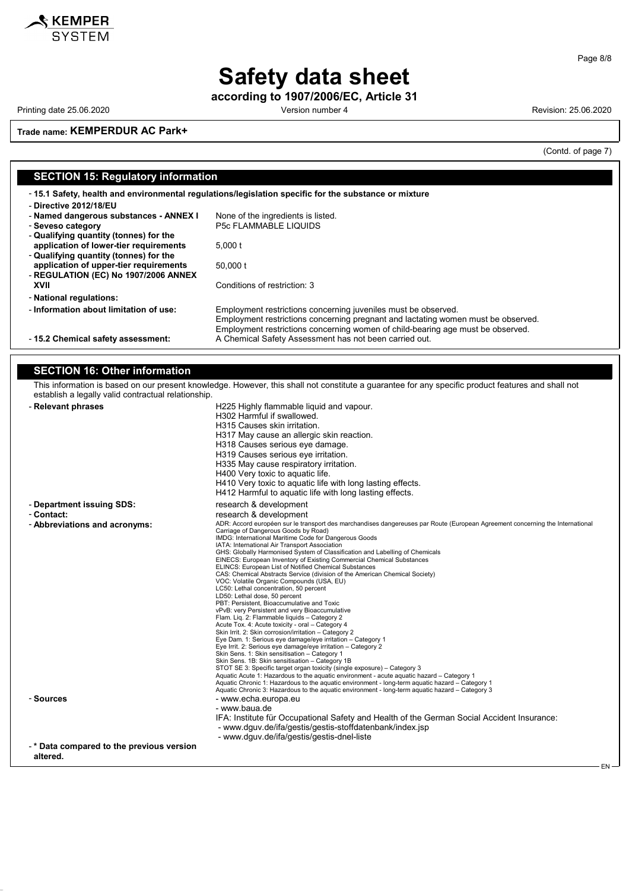# Safety data sheet

**according to 1907/2006/EC, Article 31**

Printing date 25.06.2020 Version number 4 Revision: 25.06.2020

**Trade name: KEMPERDUR AC Park+**

(Contd. of page 7)

## SECTION 15: Regulatory information

- **15.1 Safety, health and environmental regulations/legislation specific for the substance or mixture**
- **Directive 2012/18/EU**
- **Named dangerous substances - ANNEX I** None of the ingredients is listed.
- **Seveso category** P5c FLAMMABLE LIQUIDS
- **Qualifying quantity (tonnes) for the application of lower-tier requirements** 5,000 t
- **Qualifying quantity (tonnes) for the application of upper-tier requirements** 50,000 t
- **REGULATION (EC) No 1907/2006 ANNEX XVII** Conditions of restriction: 3
- **National regulations:**
- **Information about limitation of use:** Employment restrictions concerning juveniles must be observed.
  Employment restrictions concerning pregnant and lactating women must be observed.
  Employment restrictions concerning women of child-bearing age must be observed.
- **15.2 Chemical safety assessment:** A Chemical Safety Assessment has not been carried out.

## SECTION 16: Other information

This information is based on our present knowledge. However, this shall not constitute a guarantee for any specific product features and shall not establish a legally valid contractual relationship.

- **Relevant phrases**
  H225 Highly flammable liquid and vapour.
  H302 Harmful if swallowed.
  H315 Causes skin irritation.
  H317 May cause an allergic skin reaction.
  H318 Causes serious eye damage.
  H319 Causes serious eye irritation.
  H335 May cause respiratory irritation.
  H400 Very toxic to aquatic life.
  H410 Very toxic to aquatic life with long lasting effects.
  H412 Harmful to aquatic life with long lasting effects.
- **Department issuing SDS:** research & development
- **Contact:** research & development
- **Abbreviations and acronyms:**
  ADR: Accord européen sur le transport des marchandises dangereuses par Route (European Agreement concerning the International Carriage of Dangerous Goods by Road)
  IMDG: International Maritime Code for Dangerous Goods
  IATA: International Air Transport Association
  GHS: Globally Harmonised System of Classification and Labelling of Chemicals
  EINECS: European Inventory of Existing Commercial Chemical Substances
  ELINCS: European List of Notified Chemical Substances
  CAS: Chemical Abstracts Service (division of the American Chemical Society)
  VOC: Volatile Organic Compounds (USA, EU)
  LC50: Lethal concentration, 50 percent
  LD50: Lethal dose, 50 percent
  PBT: Persistent, Bioaccumulative and Toxic
  vPvB: very Persistent and very Bioaccumulative
  Flam. Liq. 2: Flammable liquids – Category 2
  Acute Tox. 4: Acute toxicity - oral – Category 4
  Skin Irrit. 2: Skin corrosion/irritation – Category 2
  Eye Dam. 1: Serious eye damage/eye irritation – Category 1
  Eye Irrit. 2: Serious eye damage/eye irritation – Category 2
  Skin Sens. 1: Skin sensitisation – Category 1
  Skin Sens. 1B: Skin sensitisation – Category 1B
  STOT SE 3: Specific target organ toxicity (single exposure) – Category 3
  Aquatic Acute 1: Hazardous to the aquatic environment - acute aquatic hazard – Category 1
  Aquatic Chronic 1: Hazardous to the aquatic environment - long-term aquatic hazard – Category 1
  Aquatic Chronic 3: Hazardous to the aquatic environment - long-term aquatic hazard – Category 3
- **Sources**
  - www.echa.europa.eu
  - www.baua.de
  IFA: Institute für Occupational Safety and Health of the German Social Accident Insurance:
  - www.dguv.de/ifa/gestis/gestis-stoffdatenbank/index.jsp
  - www.dguv.de/ifa/gestis/gestis-dnel-liste
- **\* Data compared to the previous version altered.**